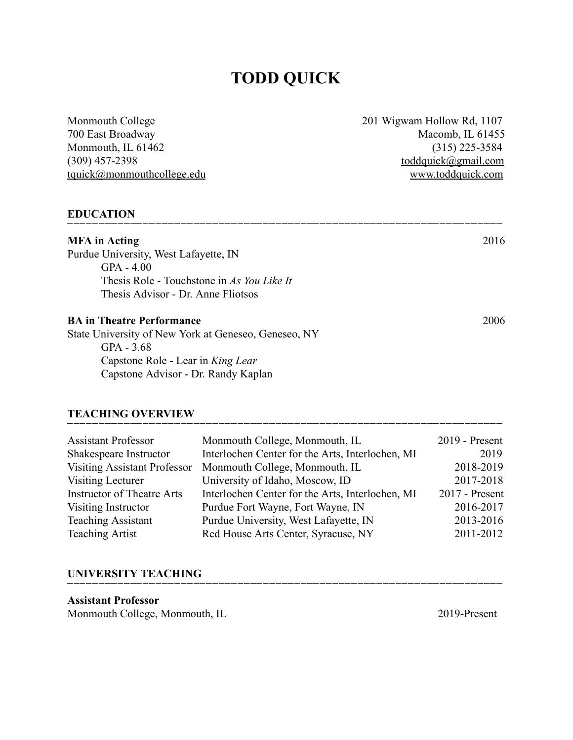# TODD QUICK

Monmouth College
700 East Broadway
Monmouth, IL 61462
(309) 457-2398
tquick@monmouthcollege.edu

201 Wigwam Hollow Rd, 1107
Macomb, IL 61455
(315) 225-3584
toddquick@gmail.com
www.toddquick.com

## EDUCATION

**MFA in Acting** — 2016
Purdue University, West Lafayette, IN
- GPA - 4.00
- Thesis Role - Touchstone in *As You Like It*
- Thesis Advisor - Dr. Anne Fliotsos

**BA in Theatre Performance** — 2006
State University of New York at Geneseo, Geneseo, NY
- GPA - 3.68
- Capstone Role - Lear in *King Lear*
- Capstone Advisor - Dr. Randy Kaplan

## TEACHING OVERVIEW

| Position | Institution | Years |
|---|---|---|
| Assistant Professor | Monmouth College, Monmouth, IL | 2019 - Present |
| Shakespeare Instructor | Interlochen Center for the Arts, Interlochen, MI | 2019 |
| Visiting Assistant Professor | Monmouth College, Monmouth, IL | 2018-2019 |
| Visiting Lecturer | University of Idaho, Moscow, ID | 2017-2018 |
| Instructor of Theatre Arts | Interlochen Center for the Arts, Interlochen, MI | 2017 - Present |
| Visiting Instructor | Purdue Fort Wayne, Fort Wayne, IN | 2016-2017 |
| Teaching Assistant | Purdue University, West Lafayette, IN | 2013-2016 |
| Teaching Artist | Red House Arts Center, Syracuse, NY | 2011-2012 |

## UNIVERSITY TEACHING

**Assistant Professor**
Monmouth College, Monmouth, IL — 2019-Present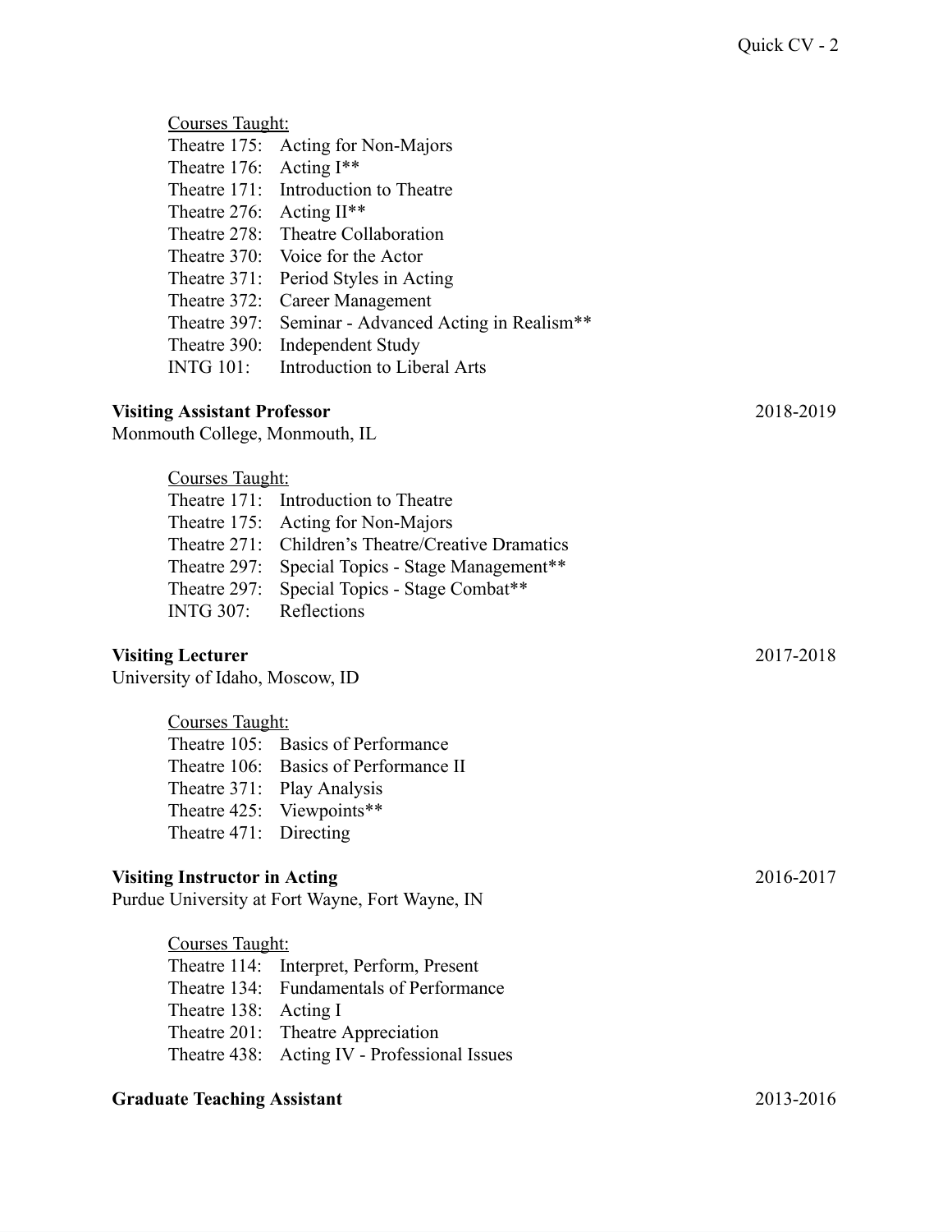Courses Taught:

Theatre 175: Acting for Non-Majors
Theatre 176: Acting I**
Theatre 171: Introduction to Theatre
Theatre 276: Acting II**
Theatre 278: Theatre Collaboration
Theatre 370: Voice for the Actor
Theatre 371: Period Styles in Acting
Theatre 372: Career Management
Theatre 397: Seminar - Advanced Acting in Realism**
Theatre 390: Independent Study
INTG 101: Introduction to Liberal Arts

**Visiting Assistant Professor** 2018-2019
Monmouth College, Monmouth, IL

Courses Taught:

Theatre 171: Introduction to Theatre
Theatre 175: Acting for Non-Majors
Theatre 271: Children's Theatre/Creative Dramatics
Theatre 297: Special Topics - Stage Management**
Theatre 297: Special Topics - Stage Combat**
INTG 307: Reflections

**Visiting Lecturer** 2017-2018
University of Idaho, Moscow, ID

Courses Taught:

Theatre 105: Basics of Performance
Theatre 106: Basics of Performance II
Theatre 371: Play Analysis
Theatre 425: Viewpoints**
Theatre 471: Directing

**Visiting Instructor in Acting** 2016-2017
Purdue University at Fort Wayne, Fort Wayne, IN

Courses Taught:

Theatre 114: Interpret, Perform, Present
Theatre 134: Fundamentals of Performance
Theatre 138: Acting I
Theatre 201: Theatre Appreciation
Theatre 438: Acting IV - Professional Issues

**Graduate Teaching Assistant** 2013-2016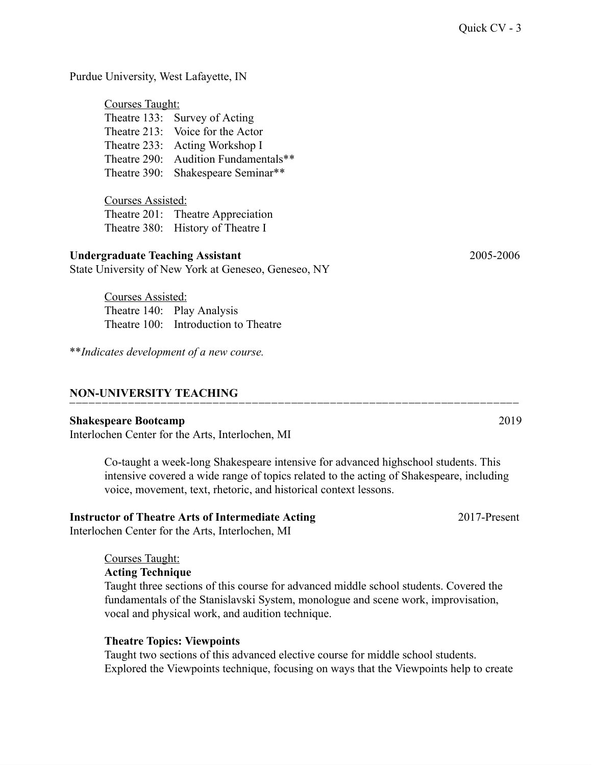Purdue University, West Lafayette, IN

<u>Courses Taught:</u>
Theatre 133: Survey of Acting
Theatre 213: Voice for the Actor
Theatre 233: Acting Workshop I
Theatre 290: Audition Fundamentals**
Theatre 390: Shakespeare Seminar**

<u>Courses Assisted:</u>
Theatre 201: Theatre Appreciation
Theatre 380: History of Theatre I

**Undergraduate Teaching Assistant** 2005-2006
State University of New York at Geneseo, Geneseo, NY

<u>Courses Assisted:</u>
Theatre 140: Play Analysis
Theatre 100: Introduction to Theatre

***Indicates development of a new course.*

## NON-UNIVERSITY TEACHING

**Shakespeare Bootcamp** 2019
Interlochen Center for the Arts, Interlochen, MI

Co-taught a week-long Shakespeare intensive for advanced highschool students. This intensive covered a wide range of topics related to the acting of Shakespeare, including voice, movement, text, rhetoric, and historical context lessons.

**Instructor of Theatre Arts of Intermediate Acting** 2017-Present
Interlochen Center for the Arts, Interlochen, MI

<u>Courses Taught:</u>

**Acting Technique**
Taught three sections of this course for advanced middle school students. Covered the fundamentals of the Stanislavski System, monologue and scene work, improvisation, vocal and physical work, and audition technique.

**Theatre Topics: Viewpoints**
Taught two sections of this advanced elective course for middle school students. Explored the Viewpoints technique, focusing on ways that the Viewpoints help to create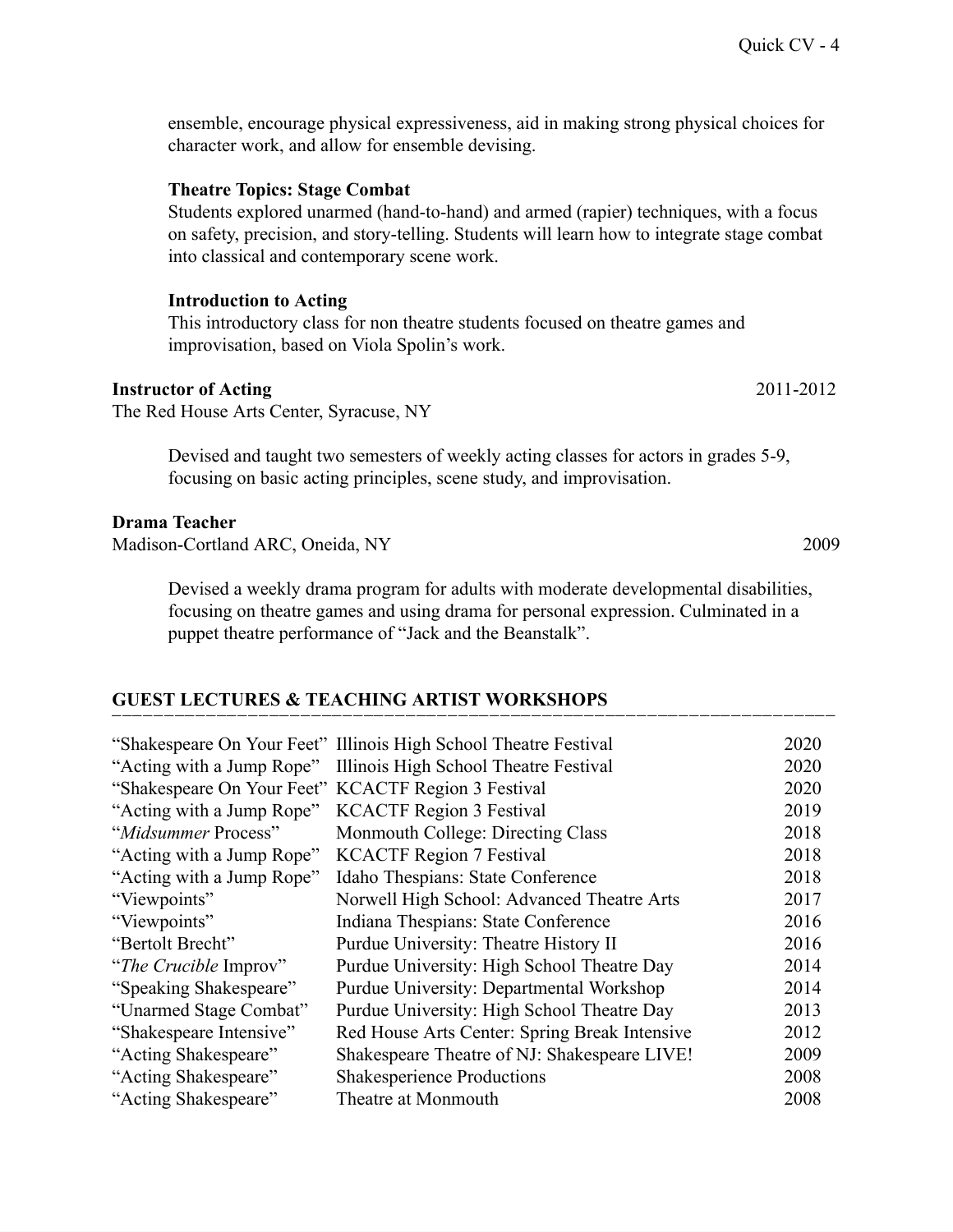ensemble, encourage physical expressiveness, aid in making strong physical choices for character work, and allow for ensemble devising.

**Theatre Topics: Stage Combat**
Students explored unarmed (hand-to-hand) and armed (rapier) techniques, with a focus on safety, precision, and story-telling. Students will learn how to integrate stage combat into classical and contemporary scene work.

**Introduction to Acting**
This introductory class for non theatre students focused on theatre games and improvisation, based on Viola Spolin's work.

**Instructor of Acting** 2011-2012
The Red House Arts Center, Syracuse, NY

Devised and taught two semesters of weekly acting classes for actors in grades 5-9, focusing on basic acting principles, scene study, and improvisation.

**Drama Teacher**
Madison-Cortland ARC, Oneida, NY 2009

Devised a weekly drama program for adults with moderate developmental disabilities, focusing on theatre games and using drama for personal expression. Culminated in a puppet theatre performance of "Jack and the Beanstalk".

## GUEST LECTURES & TEACHING ARTIST WORKSHOPS

| | | |
|---|---|---|
| "Shakespeare On Your Feet" | Illinois High School Theatre Festival | 2020 |
| "Acting with a Jump Rope" | Illinois High School Theatre Festival | 2020 |
| "Shakespeare On Your Feet" | KCACTF Region 3 Festival | 2020 |
| "Acting with a Jump Rope" | KCACTF Region 3 Festival | 2019 |
| "*Midsummer* Process" | Monmouth College: Directing Class | 2018 |
| "Acting with a Jump Rope" | KCACTF Region 7 Festival | 2018 |
| "Acting with a Jump Rope" | Idaho Thespians: State Conference | 2018 |
| "Viewpoints" | Norwell High School: Advanced Theatre Arts | 2017 |
| "Viewpoints" | Indiana Thespians: State Conference | 2016 |
| "Bertolt Brecht" | Purdue University: Theatre History II | 2016 |
| "*The Crucible* Improv" | Purdue University: High School Theatre Day | 2014 |
| "Speaking Shakespeare" | Purdue University: Departmental Workshop | 2014 |
| "Unarmed Stage Combat" | Purdue University: High School Theatre Day | 2013 |
| "Shakespeare Intensive" | Red House Arts Center: Spring Break Intensive | 2012 |
| "Acting Shakespeare" | Shakespeare Theatre of NJ: Shakespeare LIVE! | 2009 |
| "Acting Shakespeare" | Shakesperience Productions | 2008 |
| "Acting Shakespeare" | Theatre at Monmouth | 2008 |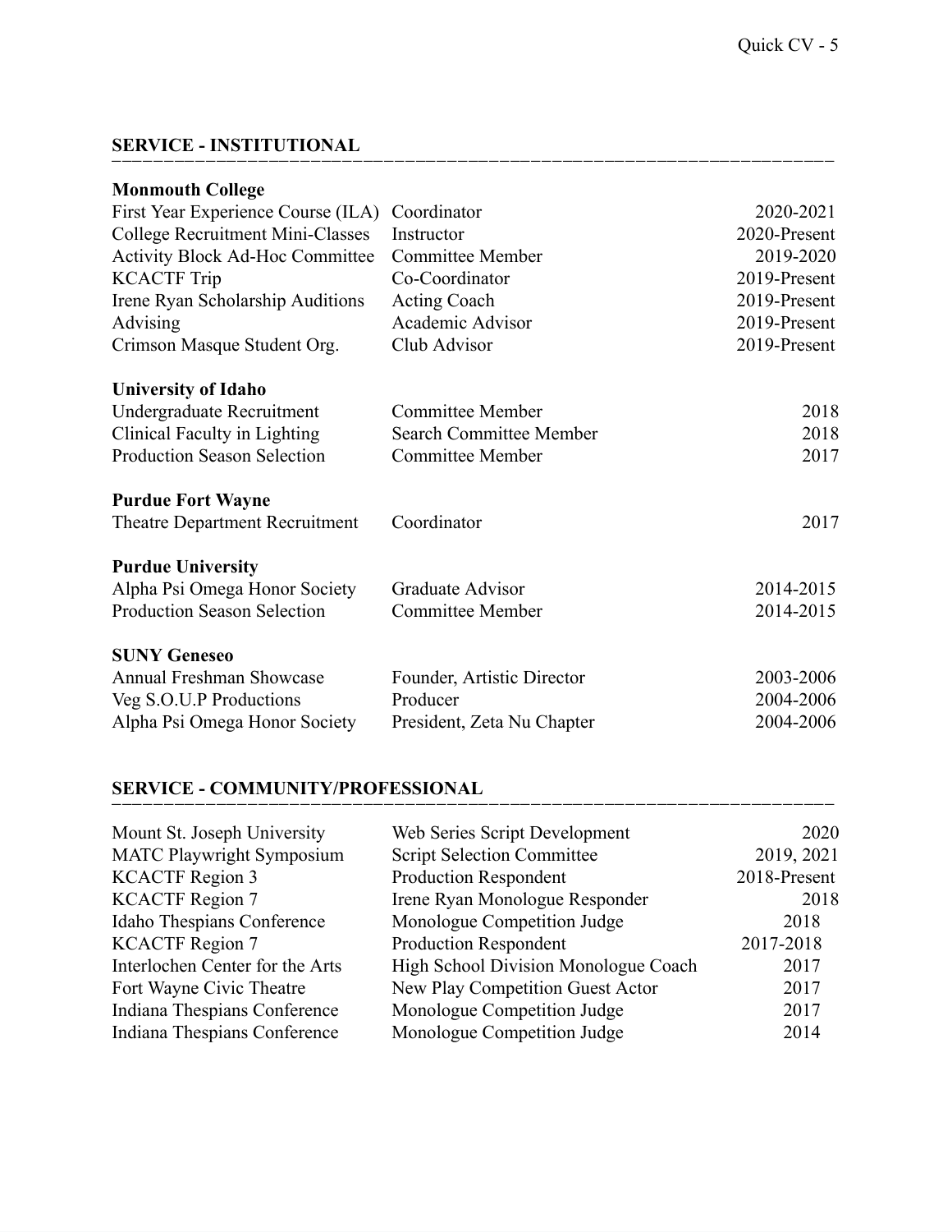## SERVICE - INSTITUTIONAL

**Monmouth College**

| | | |
|---|---|---|
| First Year Experience Course (ILA) | Coordinator | 2020-2021 |
| College Recruitment Mini-Classes | Instructor | 2020-Present |
| Activity Block Ad-Hoc Committee | Committee Member | 2019-2020 |
| KCACTF Trip | Co-Coordinator | 2019-Present |
| Irene Ryan Scholarship Auditions | Acting Coach | 2019-Present |
| Advising | Academic Advisor | 2019-Present |
| Crimson Masque Student Org. | Club Advisor | 2019-Present |

**University of Idaho**

| | | |
|---|---|---|
| Undergraduate Recruitment | Committee Member | 2018 |
| Clinical Faculty in Lighting | Search Committee Member | 2018 |
| Production Season Selection | Committee Member | 2017 |

**Purdue Fort Wayne**

| | | |
|---|---|---|
| Theatre Department Recruitment | Coordinator | 2017 |

**Purdue University**

| | | |
|---|---|---|
| Alpha Psi Omega Honor Society | Graduate Advisor | 2014-2015 |
| Production Season Selection | Committee Member | 2014-2015 |

**SUNY Geneseo**

| | | |
|---|---|---|
| Annual Freshman Showcase | Founder, Artistic Director | 2003-2006 |
| Veg S.O.U.P Productions | Producer | 2004-2006 |
| Alpha Psi Omega Honor Society | President, Zeta Nu Chapter | 2004-2006 |

## SERVICE - COMMUNITY/PROFESSIONAL

| | | |
|---|---|---|
| Mount St. Joseph University | Web Series Script Development | 2020 |
| MATC Playwright Symposium | Script Selection Committee | 2019, 2021 |
| KCACTF Region 3 | Production Respondent | 2018-Present |
| KCACTF Region 7 | Irene Ryan Monologue Responder | 2018 |
| Idaho Thespians Conference | Monologue Competition Judge | 2018 |
| KCACTF Region 7 | Production Respondent | 2017-2018 |
| Interlochen Center for the Arts | High School Division Monologue Coach | 2017 |
| Fort Wayne Civic Theatre | New Play Competition Guest Actor | 2017 |
| Indiana Thespians Conference | Monologue Competition Judge | 2017 |
| Indiana Thespians Conference | Monologue Competition Judge | 2014 |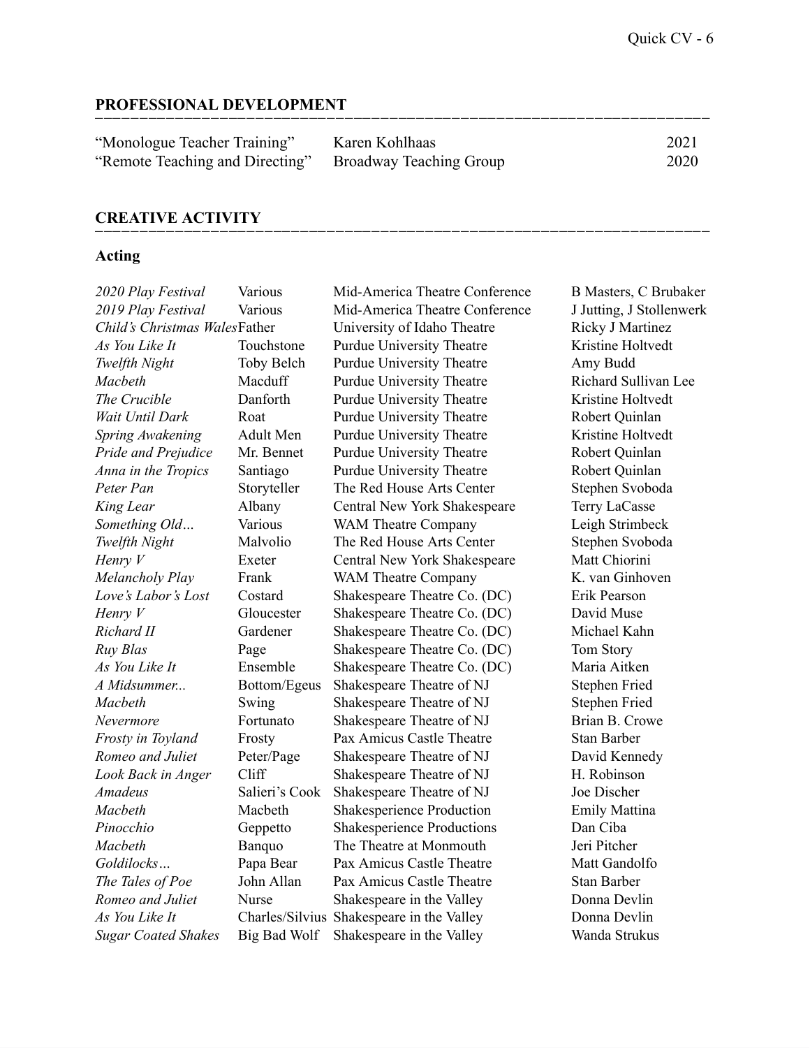## PROFESSIONAL DEVELOPMENT

| | | |
|---|---|---|
| "Monologue Teacher Training" | Karen Kohlhaas | 2021 |
| "Remote Teaching and Directing" | Broadway Teaching Group | 2020 |

## CREATIVE ACTIVITY

### Acting

| | | | |
|---|---|---|---|
| *2020 Play Festival* | Various | Mid-America Theatre Conference | B Masters, C Brubaker |
| *2019 Play Festival* | Various | Mid-America Theatre Conference | J Jutting, J Stollenwerk |
| *Child's Christmas Wales* | Father | University of Idaho Theatre | Ricky J Martinez |
| *As You Like It* | Touchstone | Purdue University Theatre | Kristine Holtvedt |
| *Twelfth Night* | Toby Belch | Purdue University Theatre | Amy Budd |
| *Macbeth* | Macduff | Purdue University Theatre | Richard Sullivan Lee |
| *The Crucible* | Danforth | Purdue University Theatre | Kristine Holtvedt |
| *Wait Until Dark* | Roat | Purdue University Theatre | Robert Quinlan |
| *Spring Awakening* | Adult Men | Purdue University Theatre | Kristine Holtvedt |
| *Pride and Prejudice* | Mr. Bennet | Purdue University Theatre | Robert Quinlan |
| *Anna in the Tropics* | Santiago | Purdue University Theatre | Robert Quinlan |
| *Peter Pan* | Storyteller | The Red House Arts Center | Stephen Svoboda |
| *King Lear* | Albany | Central New York Shakespeare | Terry LaCasse |
| *Something Old…* | Various | WAM Theatre Company | Leigh Strimbeck |
| *Twelfth Night* | Malvolio | The Red House Arts Center | Stephen Svoboda |
| *Henry V* | Exeter | Central New York Shakespeare | Matt Chiorini |
| *Melancholy Play* | Frank | WAM Theatre Company | K. van Ginhoven |
| *Love's Labor's Lost* | Costard | Shakespeare Theatre Co. (DC) | Erik Pearson |
| *Henry V* | Gloucester | Shakespeare Theatre Co. (DC) | David Muse |
| *Richard II* | Gardener | Shakespeare Theatre Co. (DC) | Michael Kahn |
| *Ruy Blas* | Page | Shakespeare Theatre Co. (DC) | Tom Story |
| *As You Like It* | Ensemble | Shakespeare Theatre Co. (DC) | Maria Aitken |
| *A Midsummer...* | Bottom/Egeus | Shakespeare Theatre of NJ | Stephen Fried |
| *Macbeth* | Swing | Shakespeare Theatre of NJ | Stephen Fried |
| *Nevermore* | Fortunato | Shakespeare Theatre of NJ | Brian B. Crowe |
| *Frosty in Toyland* | Frosty | Pax Amicus Castle Theatre | Stan Barber |
| *Romeo and Juliet* | Peter/Page | Shakespeare Theatre of NJ | David Kennedy |
| *Look Back in Anger* | Cliff | Shakespeare Theatre of NJ | H. Robinson |
| *Amadeus* | Salieri's Cook | Shakespeare Theatre of NJ | Joe Discher |
| *Macbeth* | Macbeth | Shakesperience Production | Emily Mattina |
| *Pinocchio* | Geppetto | Shakesperience Productions | Dan Ciba |
| *Macbeth* | Banquo | The Theatre at Monmouth | Jeri Pitcher |
| *Goldilocks…* | Papa Bear | Pax Amicus Castle Theatre | Matt Gandolfo |
| *The Tales of Poe* | John Allan | Pax Amicus Castle Theatre | Stan Barber |
| *Romeo and Juliet* | Nurse | Shakespeare in the Valley | Donna Devlin |
| *As You Like It* | Charles/Silvius | Shakespeare in the Valley | Donna Devlin |
| *Sugar Coated Shakes* | Big Bad Wolf | Shakespeare in the Valley | Wanda Strukus |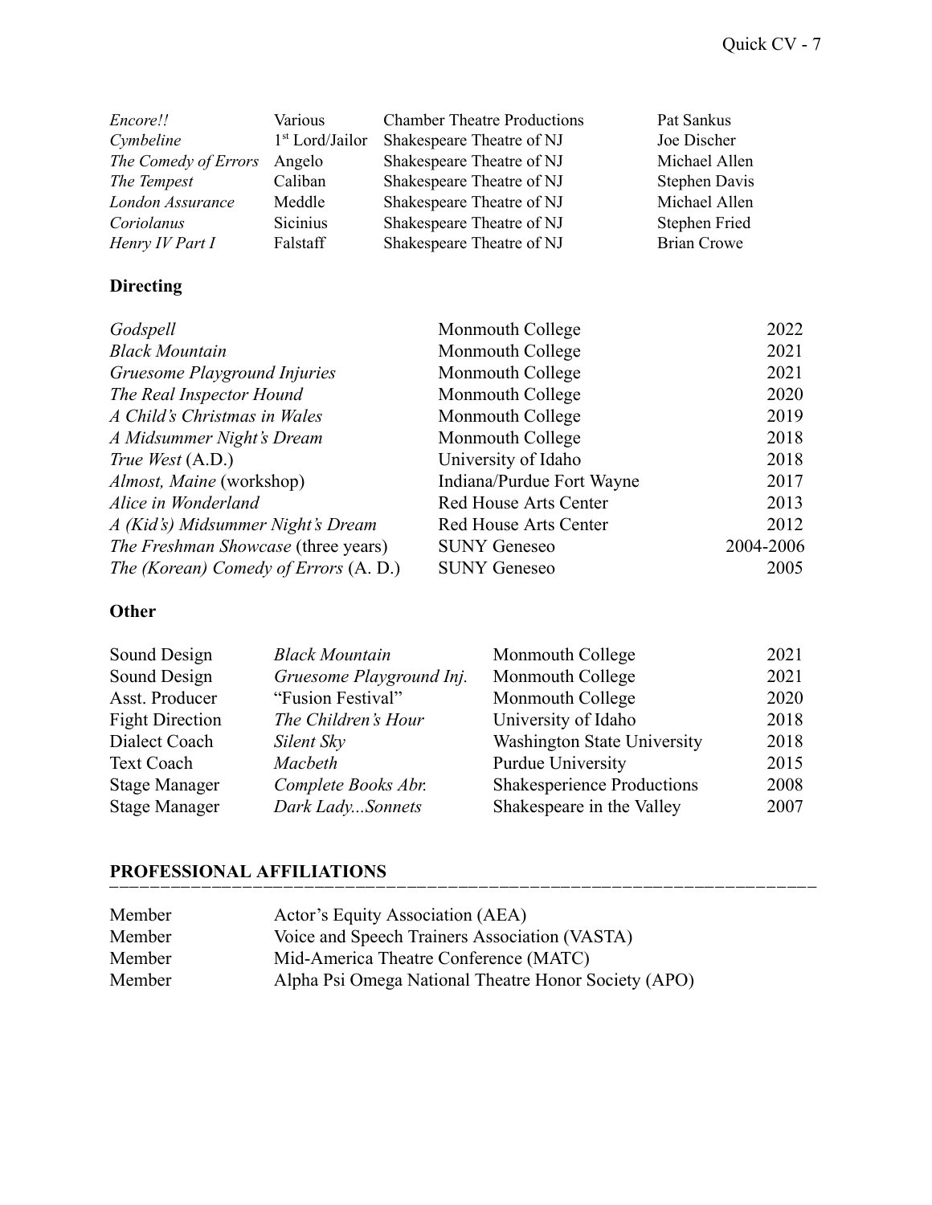| | | | |
|---|---|---|---|
| *Encore!!* | Various | Chamber Theatre Productions | Pat Sankus |
| *Cymbeline* | 1st Lord/Jailor | Shakespeare Theatre of NJ | Joe Discher |
| *The Comedy of Errors* | Angelo | Shakespeare Theatre of NJ | Michael Allen |
| *The Tempest* | Caliban | Shakespeare Theatre of NJ | Stephen Davis |
| *London Assurance* | Meddle | Shakespeare Theatre of NJ | Michael Allen |
| *Coriolanus* | Sicinius | Shakespeare Theatre of NJ | Stephen Fried |
| *Henry IV Part I* | Falstaff | Shakespeare Theatre of NJ | Brian Crowe |

**Directing**

| | | |
|---|---|---|
| *Godspell* | Monmouth College | 2022 |
| *Black Mountain* | Monmouth College | 2021 |
| *Gruesome Playground Injuries* | Monmouth College | 2021 |
| *The Real Inspector Hound* | Monmouth College | 2020 |
| *A Child's Christmas in Wales* | Monmouth College | 2019 |
| *A Midsummer Night's Dream* | Monmouth College | 2018 |
| *True West* (A.D.) | University of Idaho | 2018 |
| *Almost, Maine* (workshop) | Indiana/Purdue Fort Wayne | 2017 |
| *Alice in Wonderland* | Red House Arts Center | 2013 |
| *A (Kid's) Midsummer Night's Dream* | Red House Arts Center | 2012 |
| *The Freshman Showcase* (three years) | SUNY Geneseo | 2004-2006 |
| *The (Korean) Comedy of Errors* (A. D.) | SUNY Geneseo | 2005 |

**Other**

| | | | |
|---|---|---|---|
| Sound Design | *Black Mountain* | Monmouth College | 2021 |
| Sound Design | *Gruesome Playground Inj.* | Monmouth College | 2021 |
| Asst. Producer | "Fusion Festival" | Monmouth College | 2020 |
| Fight Direction | *The Children's Hour* | University of Idaho | 2018 |
| Dialect Coach | *Silent Sky* | Washington State University | 2018 |
| Text Coach | *Macbeth* | Purdue University | 2015 |
| Stage Manager | *Complete Books Abr.* | Shakesperience Productions | 2008 |
| Stage Manager | *Dark Lady...Sonnets* | Shakespeare in the Valley | 2007 |

## PROFESSIONAL AFFILIATIONS

| | |
|---|---|
| Member | Actor's Equity Association (AEA) |
| Member | Voice and Speech Trainers Association (VASTA) |
| Member | Mid-America Theatre Conference (MATC) |
| Member | Alpha Psi Omega National Theatre Honor Society (APO) |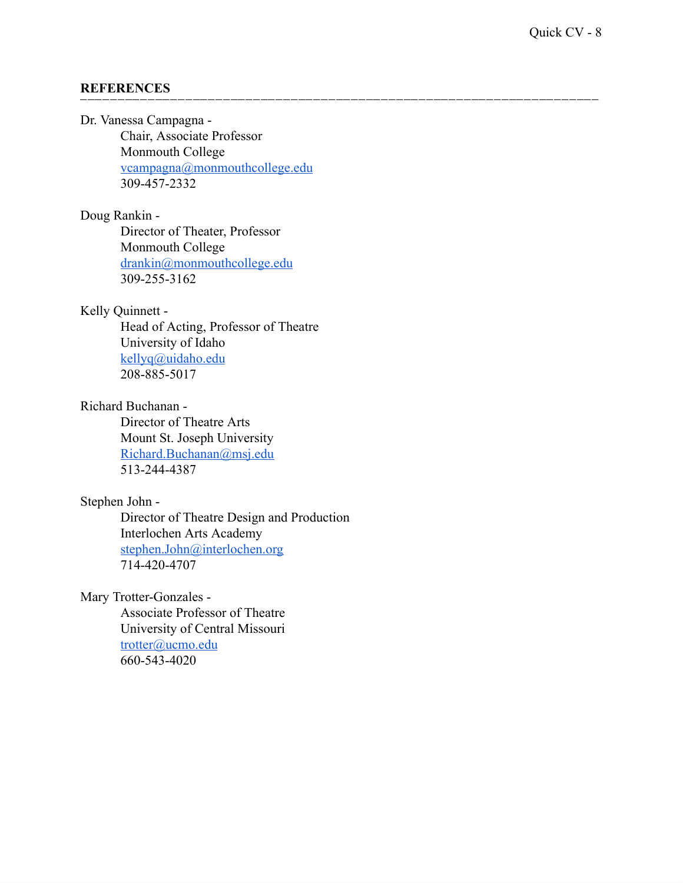## REFERENCES

Dr. Vanessa Campagna -
Chair, Associate Professor
Monmouth College
vcampagna@monmouthcollege.edu
309-457-2332

Doug Rankin -
Director of Theater, Professor
Monmouth College
drankin@monmouthcollege.edu
309-255-3162

Kelly Quinnett -
Head of Acting, Professor of Theatre
University of Idaho
kellyq@uidaho.edu
208-885-5017

Richard Buchanan -
Director of Theatre Arts
Mount St. Joseph University
Richard.Buchanan@msj.edu
513-244-4387

Stephen John -
Director of Theatre Design and Production
Interlochen Arts Academy
stephen.John@interlochen.org
714-420-4707

Mary Trotter-Gonzales -
Associate Professor of Theatre
University of Central Missouri
trotter@ucmo.edu
660-543-4020